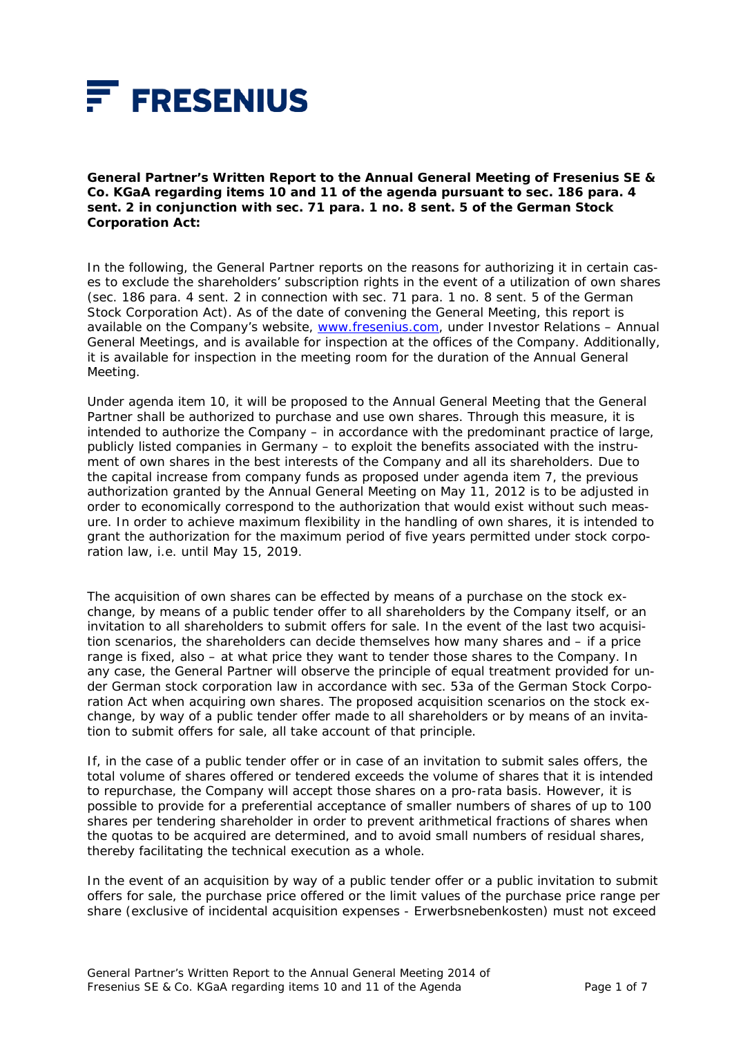FRESENIUS

**General Partner's Written Report to the Annual General Meeting of Fresenius SE & Co. KGaA regarding items 10 and 11 of the agenda pursuant to sec. 186 para. 4 sent. 2 in conjunction with sec. 71 para. 1 no. 8 sent. 5 of the German Stock Corporation Act:**

In the following, the General Partner reports on the reasons for authorizing it in certain cases to exclude the shareholders' subscription rights in the event of a utilization of own shares (sec. 186 para. 4 sent. 2 in connection with sec. 71 para. 1 no. 8 sent. 5 of the German Stock Corporation Act). As of the date of convening the General Meeting, this report is available on the Company's website, www.fresenius.com, under Investor Relations – Annual General Meetings, and is available for inspection at the offices of the Company. Additionally, it is available for inspection in the meeting room for the duration of the Annual General Meeting.

Under agenda item 10, it will be proposed to the Annual General Meeting that the General Partner shall be authorized to purchase and use own shares. Through this measure, it is intended to authorize the Company – in accordance with the predominant practice of large, publicly listed companies in Germany – to exploit the benefits associated with the instrument of own shares in the best interests of the Company and all its shareholders. Due to the capital increase from company funds as proposed under agenda item 7, the previous authorization granted by the Annual General Meeting on May 11, 2012 is to be adjusted in order to economically correspond to the authorization that would exist without such measure. In order to achieve maximum flexibility in the handling of own shares, it is intended to grant the authorization for the maximum period of five years permitted under stock corporation law, i.e. until May 15, 2019.

The acquisition of own shares can be effected by means of a purchase on the stock exchange, by means of a public tender offer to all shareholders by the Company itself, or an invitation to all shareholders to submit offers for sale. In the event of the last two acquisition scenarios, the shareholders can decide themselves how many shares and – if a price range is fixed, also – at what price they want to tender those shares to the Company. In any case, the General Partner will observe the principle of equal treatment provided for under German stock corporation law in accordance with sec. 53a of the German Stock Corporation Act when acquiring own shares. The proposed acquisition scenarios on the stock exchange, by way of a public tender offer made to all shareholders or by means of an invitation to submit offers for sale, all take account of that principle.

If, in the case of a public tender offer or in case of an invitation to submit sales offers, the total volume of shares offered or tendered exceeds the volume of shares that it is intended to repurchase, the Company will accept those shares on a pro-rata basis. However, it is possible to provide for a preferential acceptance of smaller numbers of shares of up to 100 shares per tendering shareholder in order to prevent arithmetical fractions of shares when the quotas to be acquired are determined, and to avoid small numbers of residual shares, thereby facilitating the technical execution as a whole.

In the event of an acquisition by way of a public tender offer or a public invitation to submit offers for sale, the purchase price offered or the limit values of the purchase price range per share (exclusive of incidental acquisition expenses - Erwerbsnebenkosten) must not exceed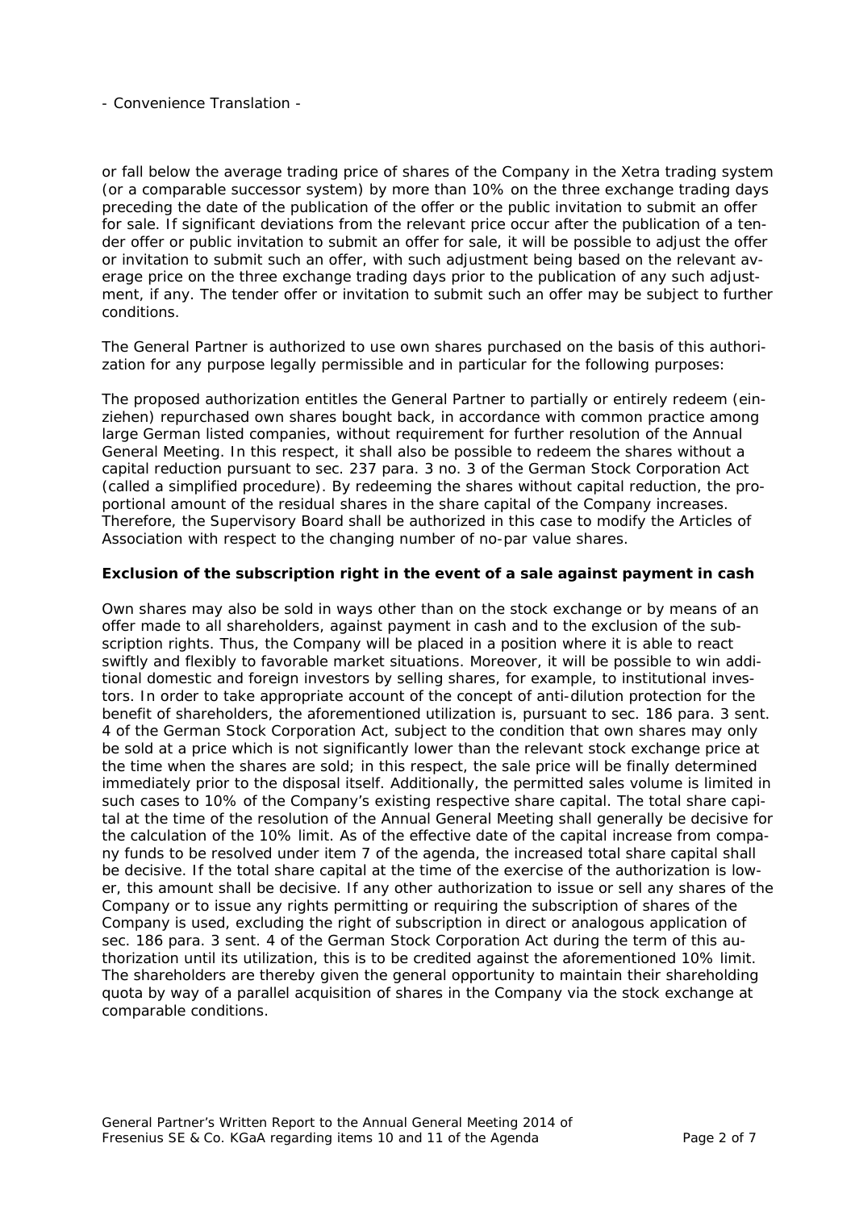or fall below the average trading price of shares of the Company in the Xetra trading system (or a comparable successor system) by more than 10% on the three exchange trading days preceding the date of the publication of the offer or the public invitation to submit an offer for sale. If significant deviations from the relevant price occur after the publication of a tender offer or public invitation to submit an offer for sale, it will be possible to adjust the offer or invitation to submit such an offer, with such adjustment being based on the relevant average price on the three exchange trading days prior to the publication of any such adjustment, if any. The tender offer or invitation to submit such an offer may be subject to further conditions.

The General Partner is authorized to use own shares purchased on the basis of this authorization for any purpose legally permissible and in particular for the following purposes:

The proposed authorization entitles the General Partner to partially or entirely redeem (einziehen) repurchased own shares bought back, in accordance with common practice among large German listed companies, without requirement for further resolution of the Annual General Meeting. In this respect, it shall also be possible to redeem the shares without a capital reduction pursuant to sec. 237 para. 3 no. 3 of the German Stock Corporation Act (called a simplified procedure). By redeeming the shares without capital reduction, the proportional amount of the residual shares in the share capital of the Company increases. Therefore, the Supervisory Board shall be authorized in this case to modify the Articles of Association with respect to the changing number of no-par value shares.

**Exclusion of the subscription right in the event of a sale against payment in cash**

Own shares may also be sold in ways other than on the stock exchange or by means of an offer made to all shareholders, against payment in cash and to the exclusion of the subscription rights. Thus, the Company will be placed in a position where it is able to react swiftly and flexibly to favorable market situations. Moreover, it will be possible to win additional domestic and foreign investors by selling shares, for example, to institutional investors. In order to take appropriate account of the concept of anti-dilution protection for the benefit of shareholders, the aforementioned utilization is, pursuant to sec. 186 para. 3 sent. 4 of the German Stock Corporation Act, subject to the condition that own shares may only be sold at a price which is not significantly lower than the relevant stock exchange price at the time when the shares are sold; in this respect, the sale price will be finally determined immediately prior to the disposal itself. Additionally, the permitted sales volume is limited in such cases to 10% of the Company's existing respective share capital. The total share capital at the time of the resolution of the Annual General Meeting shall generally be decisive for the calculation of the 10% limit. As of the effective date of the capital increase from company funds to be resolved under item 7 of the agenda, the increased total share capital shall be decisive. If the total share capital at the time of the exercise of the authorization is lower, this amount shall be decisive. If any other authorization to issue or sell any shares of the Company or to issue any rights permitting or requiring the subscription of shares of the Company is used, excluding the right of subscription in direct or analogous application of sec. 186 para. 3 sent. 4 of the German Stock Corporation Act during the term of this authorization until its utilization, this is to be credited against the aforementioned 10% limit. The shareholders are thereby given the general opportunity to maintain their shareholding quota by way of a parallel acquisition of shares in the Company via the stock exchange at comparable conditions.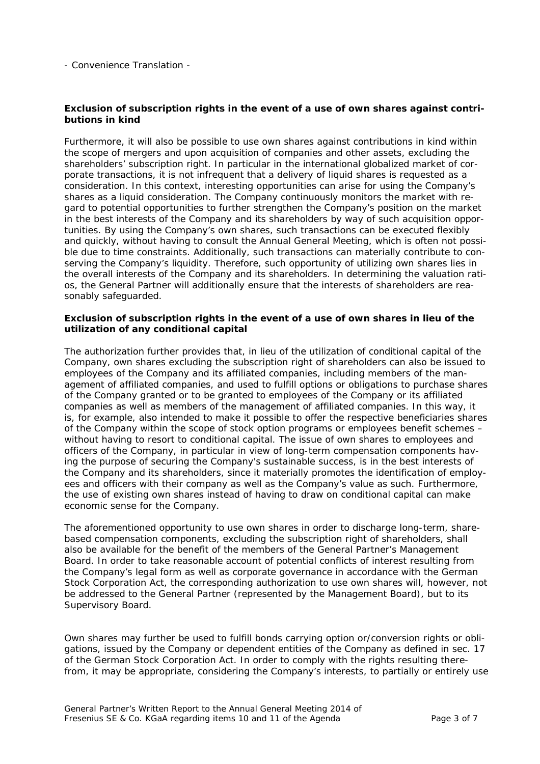- Convenience Translation -

**Exclusion of subscription rights in the event of a use of own shares against contributions in kind**

Furthermore, it will also be possible to use own shares against contributions in kind within the scope of mergers and upon acquisition of companies and other assets, excluding the shareholders' subscription right. In particular in the international globalized market of corporate transactions, it is not infrequent that a delivery of liquid shares is requested as a consideration. In this context, interesting opportunities can arise for using the Company's shares as a liquid consideration. The Company continuously monitors the market with regard to potential opportunities to further strengthen the Company's position on the market in the best interests of the Company and its shareholders by way of such acquisition opportunities. By using the Company's own shares, such transactions can be executed flexibly and quickly, without having to consult the Annual General Meeting, which is often not possible due to time constraints. Additionally, such transactions can materially contribute to conserving the Company's liquidity. Therefore, such opportunity of utilizing own shares lies in the overall interests of the Company and its shareholders. In determining the valuation ratios, the General Partner will additionally ensure that the interests of shareholders are reasonably safeguarded.

**Exclusion of subscription rights in the event of a use of own shares in lieu of the utilization of any conditional capital**

The authorization further provides that, in lieu of the utilization of conditional capital of the Company, own shares excluding the subscription right of shareholders can also be issued to employees of the Company and its affiliated companies, including members of the management of affiliated companies, and used to fulfill options or obligations to purchase shares of the Company granted or to be granted to employees of the Company or its affiliated companies as well as members of the management of affiliated companies. In this way, it is, for example, also intended to make it possible to offer the respective beneficiaries shares of the Company within the scope of stock option programs or employees benefit schemes – without having to resort to conditional capital. The issue of own shares to employees and officers of the Company, in particular in view of long-term compensation components having the purpose of securing the Company's sustainable success, is in the best interests of the Company and its shareholders, since it materially promotes the identification of employees and officers with their company as well as the Company's value as such. Furthermore, the use of existing own shares instead of having to draw on conditional capital can make economic sense for the Company.

The aforementioned opportunity to use own shares in order to discharge long-term, share-based compensation components, excluding the subscription right of shareholders, shall also be available for the benefit of the members of the General Partner's Management Board. In order to take reasonable account of potential conflicts of interest resulting from the Company's legal form as well as corporate governance in accordance with the German Stock Corporation Act, the corresponding authorization to use own shares will, however, not be addressed to the General Partner (represented by the Management Board), but to its Supervisory Board.

Own shares may further be used to fulfill bonds carrying option or/conversion rights or obligations, issued by the Company or dependent entities of the Company as defined in sec. 17 of the German Stock Corporation Act. In order to comply with the rights resulting therefrom, it may be appropriate, considering the Company's interests, to partially or entirely use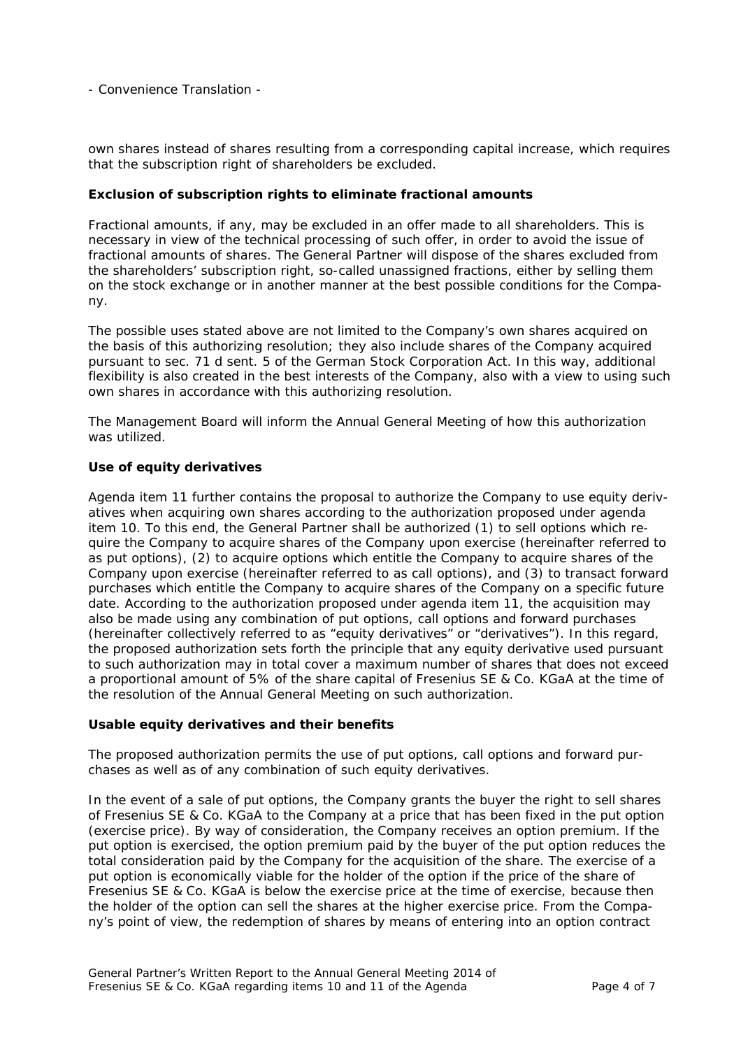own shares instead of shares resulting from a corresponding capital increase, which requires that the subscription right of shareholders be excluded.

**Exclusion of subscription rights to eliminate fractional amounts**

Fractional amounts, if any, may be excluded in an offer made to all shareholders. This is necessary in view of the technical processing of such offer, in order to avoid the issue of fractional amounts of shares. The General Partner will dispose of the shares excluded from the shareholders' subscription right, so-called unassigned fractions, either by selling them on the stock exchange or in another manner at the best possible conditions for the Company.

The possible uses stated above are not limited to the Company's own shares acquired on the basis of this authorizing resolution; they also include shares of the Company acquired pursuant to sec. 71 d sent. 5 of the German Stock Corporation Act. In this way, additional flexibility is also created in the best interests of the Company, also with a view to using such own shares in accordance with this authorizing resolution.

The Management Board will inform the Annual General Meeting of how this authorization was utilized.

**Use of equity derivatives**

Agenda item 11 further contains the proposal to authorize the Company to use equity derivatives when acquiring own shares according to the authorization proposed under agenda item 10. To this end, the General Partner shall be authorized (1) to sell options which require the Company to acquire shares of the Company upon exercise (hereinafter referred to as put options), (2) to acquire options which entitle the Company to acquire shares of the Company upon exercise (hereinafter referred to as call options), and (3) to transact forward purchases which entitle the Company to acquire shares of the Company on a specific future date. According to the authorization proposed under agenda item 11, the acquisition may also be made using any combination of put options, call options and forward purchases (hereinafter collectively referred to as "equity derivatives" or "derivatives"). In this regard, the proposed authorization sets forth the principle that any equity derivative used pursuant to such authorization may in total cover a maximum number of shares that does not exceed a proportional amount of 5% of the share capital of Fresenius SE & Co. KGaA at the time of the resolution of the Annual General Meeting on such authorization.

**Usable equity derivatives and their benefits**

The proposed authorization permits the use of put options, call options and forward purchases as well as of any combination of such equity derivatives.

In the event of a sale of put options, the Company grants the buyer the right to sell shares of Fresenius SE & Co. KGaA to the Company at a price that has been fixed in the put option (exercise price). By way of consideration, the Company receives an option premium. If the put option is exercised, the option premium paid by the buyer of the put option reduces the total consideration paid by the Company for the acquisition of the share. The exercise of a put option is economically viable for the holder of the option if the price of the share of Fresenius SE & Co. KGaA is below the exercise price at the time of exercise, because then the holder of the option can sell the shares at the higher exercise price. From the Company's point of view, the redemption of shares by means of entering into an option contract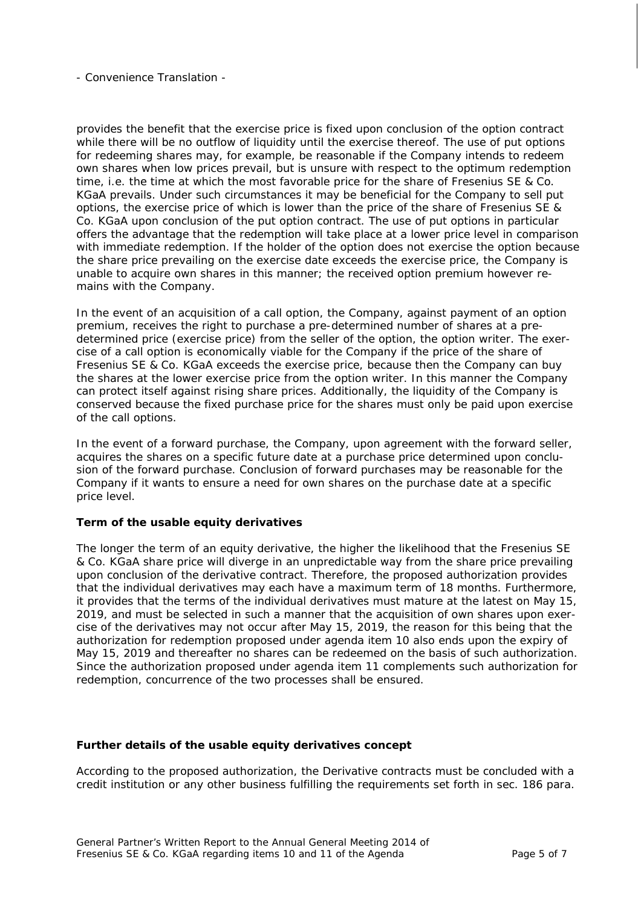provides the benefit that the exercise price is fixed upon conclusion of the option contract while there will be no outflow of liquidity until the exercise thereof. The use of put options for redeeming shares may, for example, be reasonable if the Company intends to redeem own shares when low prices prevail, but is unsure with respect to the optimum redemption time, i.e. the time at which the most favorable price for the share of Fresenius SE & Co. KGaA prevails. Under such circumstances it may be beneficial for the Company to sell put options, the exercise price of which is lower than the price of the share of Fresenius SE & Co. KGaA upon conclusion of the put option contract. The use of put options in particular offers the advantage that the redemption will take place at a lower price level in comparison with immediate redemption. If the holder of the option does not exercise the option because the share price prevailing on the exercise date exceeds the exercise price, the Company is unable to acquire own shares in this manner; the received option premium however remains with the Company.

In the event of an acquisition of a call option, the Company, against payment of an option premium, receives the right to purchase a pre-determined number of shares at a pre-determined price (exercise price) from the seller of the option, the option writer. The exercise of a call option is economically viable for the Company if the price of the share of Fresenius SE & Co. KGaA exceeds the exercise price, because then the Company can buy the shares at the lower exercise price from the option writer. In this manner the Company can protect itself against rising share prices. Additionally, the liquidity of the Company is conserved because the fixed purchase price for the shares must only be paid upon exercise of the call options.

In the event of a forward purchase, the Company, upon agreement with the forward seller, acquires the shares on a specific future date at a purchase price determined upon conclusion of the forward purchase. Conclusion of forward purchases may be reasonable for the Company if it wants to ensure a need for own shares on the purchase date at a specific price level.

**Term of the usable equity derivatives**

The longer the term of an equity derivative, the higher the likelihood that the Fresenius SE & Co. KGaA share price will diverge in an unpredictable way from the share price prevailing upon conclusion of the derivative contract. Therefore, the proposed authorization provides that the individual derivatives may each have a maximum term of 18 months. Furthermore, it provides that the terms of the individual derivatives must mature at the latest on May 15, 2019, and must be selected in such a manner that the acquisition of own shares upon exercise of the derivatives may not occur after May 15, 2019, the reason for this being that the authorization for redemption proposed under agenda item 10 also ends upon the expiry of May 15, 2019 and thereafter no shares can be redeemed on the basis of such authorization. Since the authorization proposed under agenda item 11 complements such authorization for redemption, concurrence of the two processes shall be ensured.

**Further details of the usable equity derivatives concept**

According to the proposed authorization, the Derivative contracts must be concluded with a credit institution or any other business fulfilling the requirements set forth in sec. 186 para.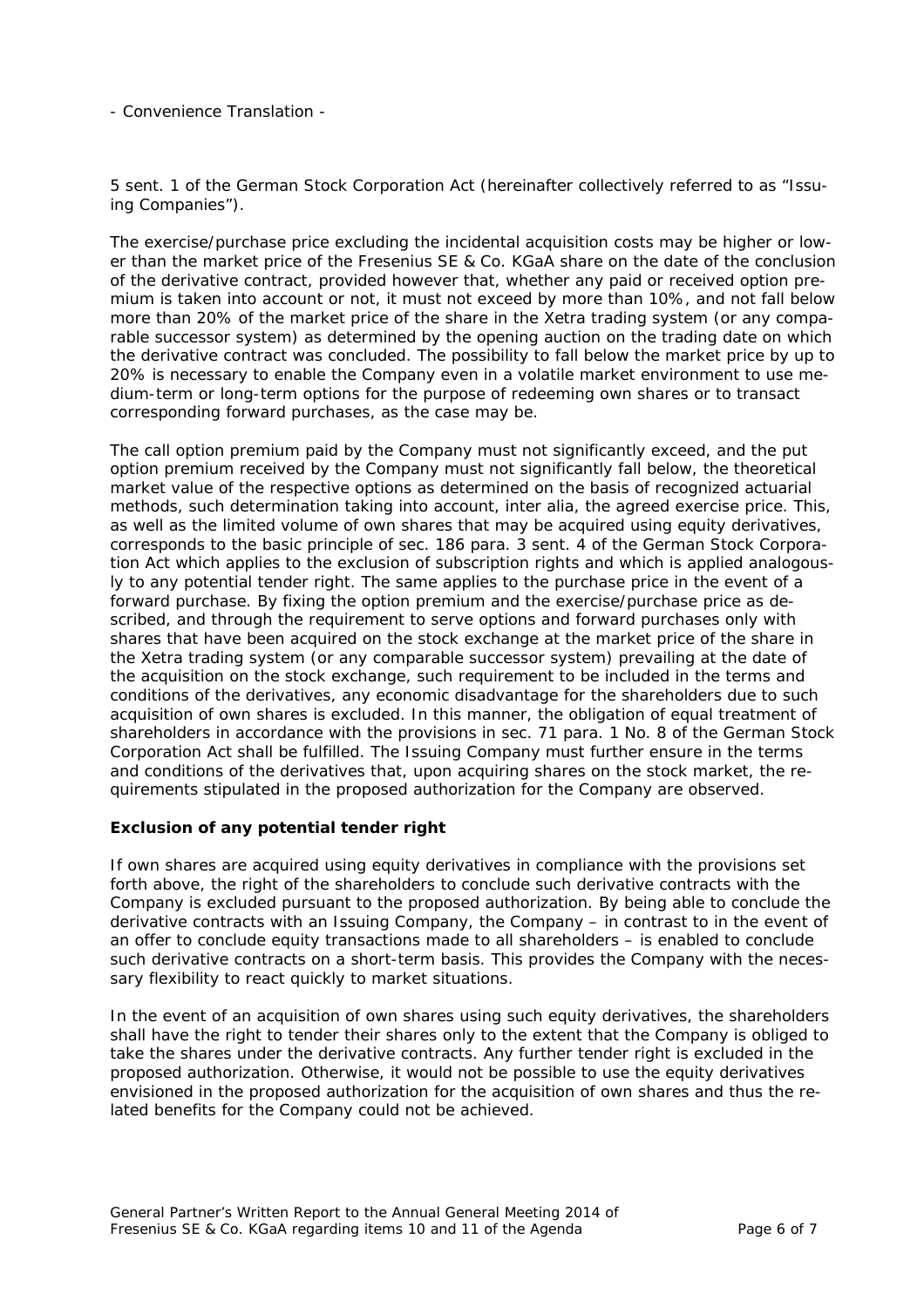- Convenience Translation -

5 sent. 1 of the German Stock Corporation Act (hereinafter collectively referred to as "Issuing Companies").

The exercise/purchase price excluding the incidental acquisition costs may be higher or lower than the market price of the Fresenius SE & Co. KGaA share on the date of the conclusion of the derivative contract, provided however that, whether any paid or received option premium is taken into account or not, it must not exceed by more than 10%, and not fall below more than 20% of the market price of the share in the Xetra trading system (or any comparable successor system) as determined by the opening auction on the trading date on which the derivative contract was concluded. The possibility to fall below the market price by up to 20% is necessary to enable the Company even in a volatile market environment to use medium-term or long-term options for the purpose of redeeming own shares or to transact corresponding forward purchases, as the case may be.

The call option premium paid by the Company must not significantly exceed, and the put option premium received by the Company must not significantly fall below, the theoretical market value of the respective options as determined on the basis of recognized actuarial methods, such determination taking into account, inter alia, the agreed exercise price. This, as well as the limited volume of own shares that may be acquired using equity derivatives, corresponds to the basic principle of sec. 186 para. 3 sent. 4 of the German Stock Corporation Act which applies to the exclusion of subscription rights and which is applied analogously to any potential tender right. The same applies to the purchase price in the event of a forward purchase. By fixing the option premium and the exercise/purchase price as described, and through the requirement to serve options and forward purchases only with shares that have been acquired on the stock exchange at the market price of the share in the Xetra trading system (or any comparable successor system) prevailing at the date of the acquisition on the stock exchange, such requirement to be included in the terms and conditions of the derivatives, any economic disadvantage for the shareholders due to such acquisition of own shares is excluded. In this manner, the obligation of equal treatment of shareholders in accordance with the provisions in sec. 71 para. 1 No. 8 of the German Stock Corporation Act shall be fulfilled. The Issuing Company must further ensure in the terms and conditions of the derivatives that, upon acquiring shares on the stock market, the requirements stipulated in the proposed authorization for the Company are observed.

**Exclusion of any potential tender right**

If own shares are acquired using equity derivatives in compliance with the provisions set forth above, the right of the shareholders to conclude such derivative contracts with the Company is excluded pursuant to the proposed authorization. By being able to conclude the derivative contracts with an Issuing Company, the Company – in contrast to in the event of an offer to conclude equity transactions made to all shareholders – is enabled to conclude such derivative contracts on a short-term basis. This provides the Company with the necessary flexibility to react quickly to market situations.

In the event of an acquisition of own shares using such equity derivatives, the shareholders shall have the right to tender their shares only to the extent that the Company is obliged to take the shares under the derivative contracts. Any further tender right is excluded in the proposed authorization. Otherwise, it would not be possible to use the equity derivatives envisioned in the proposed authorization for the acquisition of own shares and thus the related benefits for the Company could not be achieved.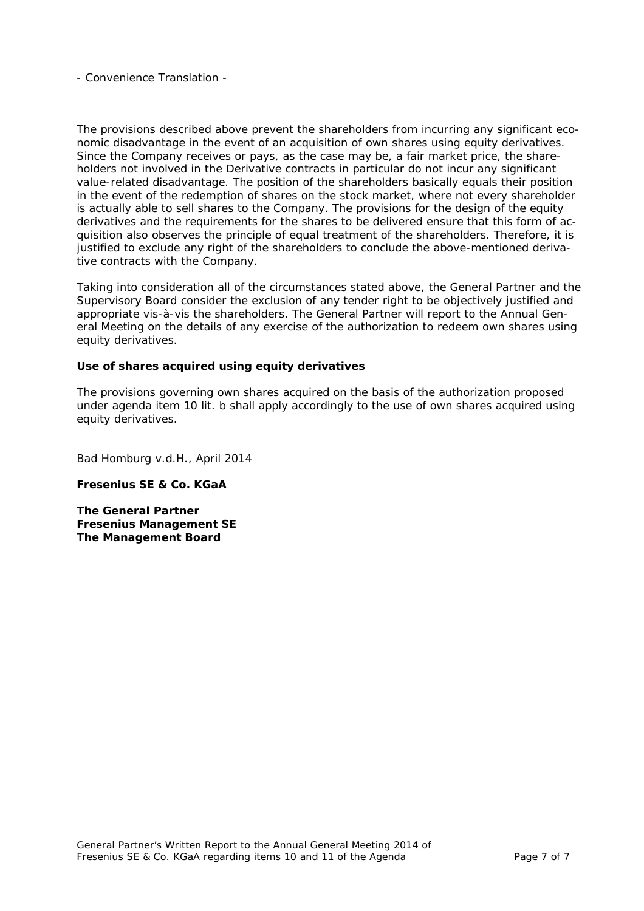- Convenience Translation -

The provisions described above prevent the shareholders from incurring any significant economic disadvantage in the event of an acquisition of own shares using equity derivatives. Since the Company receives or pays, as the case may be, a fair market price, the shareholders not involved in the Derivative contracts in particular do not incur any significant value-related disadvantage. The position of the shareholders basically equals their position in the event of the redemption of shares on the stock market, where not every shareholder is actually able to sell shares to the Company. The provisions for the design of the equity derivatives and the requirements for the shares to be delivered ensure that this form of acquisition also observes the principle of equal treatment of the shareholders. Therefore, it is justified to exclude any right of the shareholders to conclude the above-mentioned derivative contracts with the Company.

Taking into consideration all of the circumstances stated above, the General Partner and the Supervisory Board consider the exclusion of any tender right to be objectively justified and appropriate vis-à-vis the shareholders. The General Partner will report to the Annual General Meeting on the details of any exercise of the authorization to redeem own shares using equity derivatives.

**Use of shares acquired using equity derivatives**

The provisions governing own shares acquired on the basis of the authorization proposed under agenda item 10 lit. b shall apply accordingly to the use of own shares acquired using equity derivatives.

Bad Homburg v.d.H., April 2014

**Fresenius SE & Co. KGaA**

**The General Partner**
**Fresenius Management SE**
**The Management Board**